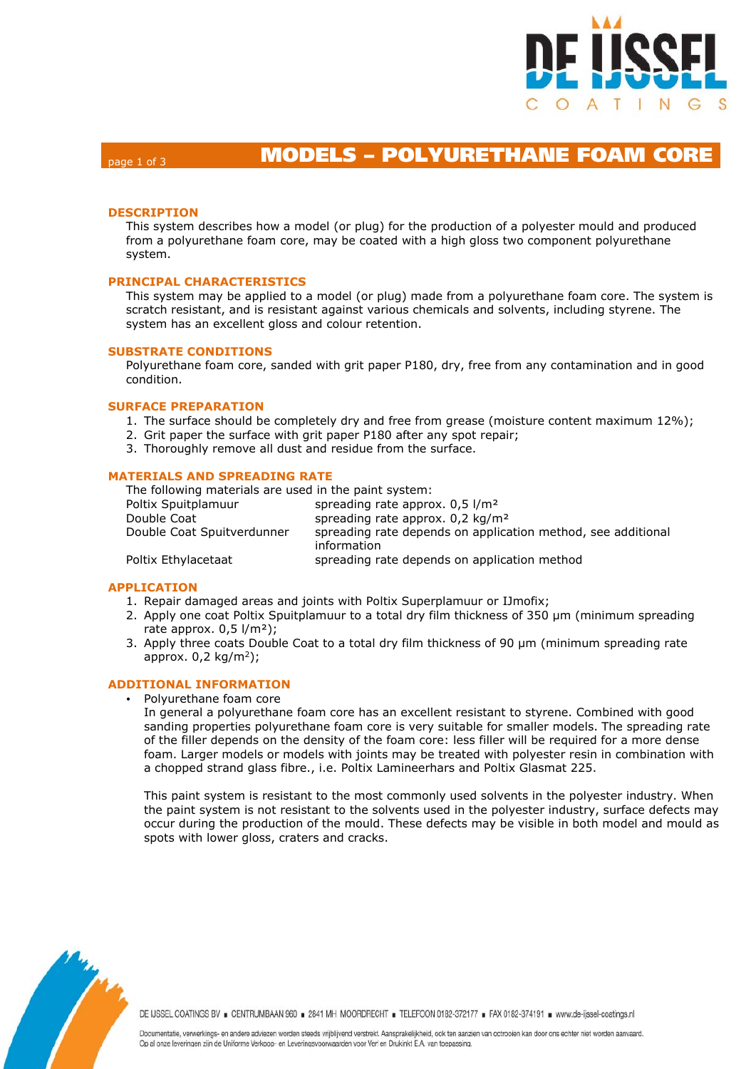# MODELS – POLYURETHANE FOAM CORE

## DESCRIPTION

This system describes how a model (or plug) for the production of a polyester mould and produced from a polyurethane foam core, may be coated with a high gloss two component polyurethane system.

## PRINCIPAL CHARACTERISTICS

This system may be applied to a model (or plug) made from a polyurethane foam core. The system is scratch resistant, and is resistant against various chemicals and solvents, including styrene. The system has an excellent gloss and colour retention.

## SUBSTRATE CONDITIONS

Polyurethane foam core, sanded with grit paper P180, dry, free from any contamination and in good condition.

## SURFACE PREPARATION

1. The surface should be completely dry and free from grease (moisture content maximum 12%);
2. Grit paper the surface with grit paper P180 after any spot repair;
3. Thoroughly remove all dust and residue from the surface.

## MATERIALS AND SPREADING RATE

The following materials are used in the paint system:

| | |
|---|---|
| Poltix Spuitplamuur | spreading rate approx. 0,5 l/m² |
| Double Coat | spreading rate approx. 0,2 kg/m² |
| Double Coat Spuitverdunner | spreading rate depends on application method, see additional information |
| Poltix Ethylacetaat | spreading rate depends on application method |

## APPLICATION

1. Repair damaged areas and joints with Poltix Superplamuur or IJmofix;
2. Apply one coat Poltix Spuitplamuur to a total dry film thickness of 350 μm (minimum spreading rate approx. 0,5 l/m²);
3. Apply three coats Double Coat to a total dry film thickness of 90 μm (minimum spreading rate approx. 0,2 kg/m²);

## ADDITIONAL INFORMATION

- Polyurethane foam core

  In general a polyurethane foam core has an excellent resistant to styrene. Combined with good sanding properties polyurethane foam core is very suitable for smaller models. The spreading rate of the filler depends on the density of the foam core: less filler will be required for a more dense foam. Larger models or models with joints may be treated with polyester resin in combination with a chopped strand glass fibre., i.e. Poltix Lamineerhars and Poltix Glasmat 225.

  This paint system is resistant to the most commonly used solvents in the polyester industry. When the paint system is not resistant to the solvents used in the polyester industry, surface defects may occur during the production of the mould. These defects may be visible in both model and mould as spots with lower gloss, craters and cracks.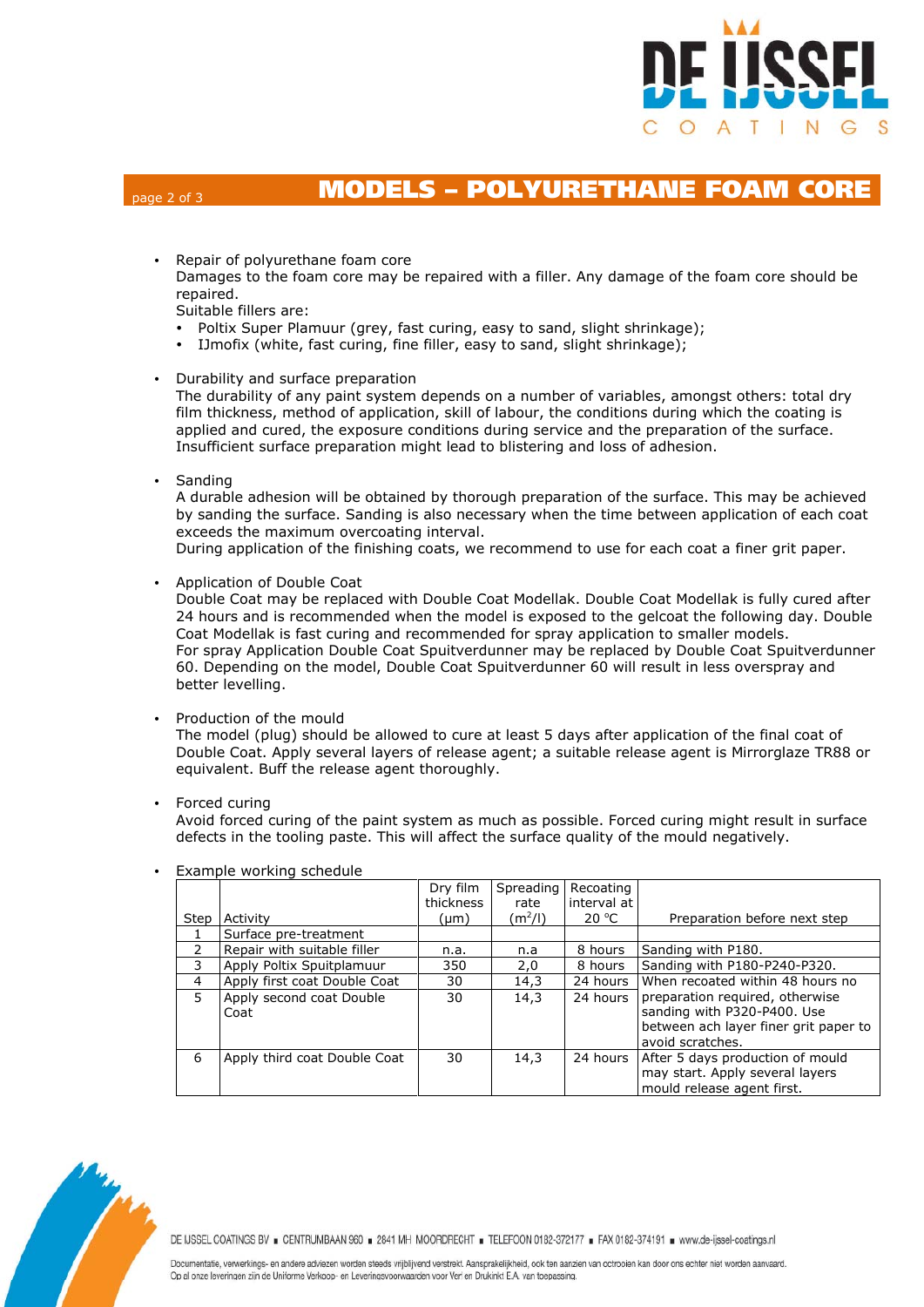# MODELS – POLYURETHANE FOAM CORE

- Repair of polyurethane foam core
  Damages to the foam core may be repaired with a filler. Any damage of the foam core should be repaired.
  Suitable fillers are:
  - Poltix Super Plamuur (grey, fast curing, easy to sand, slight shrinkage);
  - IJmofix (white, fast curing, fine filler, easy to sand, slight shrinkage);

- Durability and surface preparation
  The durability of any paint system depends on a number of variables, amongst others: total dry film thickness, method of application, skill of labour, the conditions during which the coating is applied and cured, the exposure conditions during service and the preparation of the surface. Insufficient surface preparation might lead to blistering and loss of adhesion.

- Sanding
  A durable adhesion will be obtained by thorough preparation of the surface. This may be achieved by sanding the surface. Sanding is also necessary when the time between application of each coat exceeds the maximum overcoating interval.
  During application of the finishing coats, we recommend to use for each coat a finer grit paper.

- Application of Double Coat
  Double Coat may be replaced with Double Coat Modellak. Double Coat Modellak is fully cured after 24 hours and is recommended when the model is exposed to the gelcoat the following day. Double Coat Modellak is fast curing and recommended for spray application to smaller models.
  For spray Application Double Coat Spuitverdunner may be replaced by Double Coat Spuitverdunner 60. Depending on the model, Double Coat Spuitverdunner 60 will result in less overspray and better levelling.

- Production of the mould
  The model (plug) should be allowed to cure at least 5 days after application of the final coat of Double Coat. Apply several layers of release agent; a suitable release agent is Mirrorglaze TR88 or equivalent. Buff the release agent thoroughly.

- Forced curing
  Avoid forced curing of the paint system as much as possible. Forced curing might result in surface defects in the tooling paste. This will affect the surface quality of the mould negatively.

- Example working schedule

| Step | Activity | Dry film thickness (μm) | Spreading rate ($m^2$/l) | Recoating interval at 20 °C | Preparation before next step |
|---|---|---|---|---|---|
| 1 | Surface pre-treatment | | | | |
| 2 | Repair with suitable filler | n.a. | n.a | 8 hours | Sanding with P180. |
| 3 | Apply Poltix Spuitplamuur | 350 | 2,0 | 8 hours | Sanding with P180-P240-P320. |
| 4 | Apply first coat Double Coat | 30 | 14,3 | 24 hours | When recoated within 48 hours no preparation required, otherwise sanding with P320-P400. Use between ach layer finer grit paper to avoid scratches. |
| 5 | Apply second coat Double Coat | 30 | 14,3 | 24 hours | |
| 6 | Apply third coat Double Coat | 30 | 14,3 | 24 hours | After 5 days production of mould may start. Apply several layers mould release agent first. |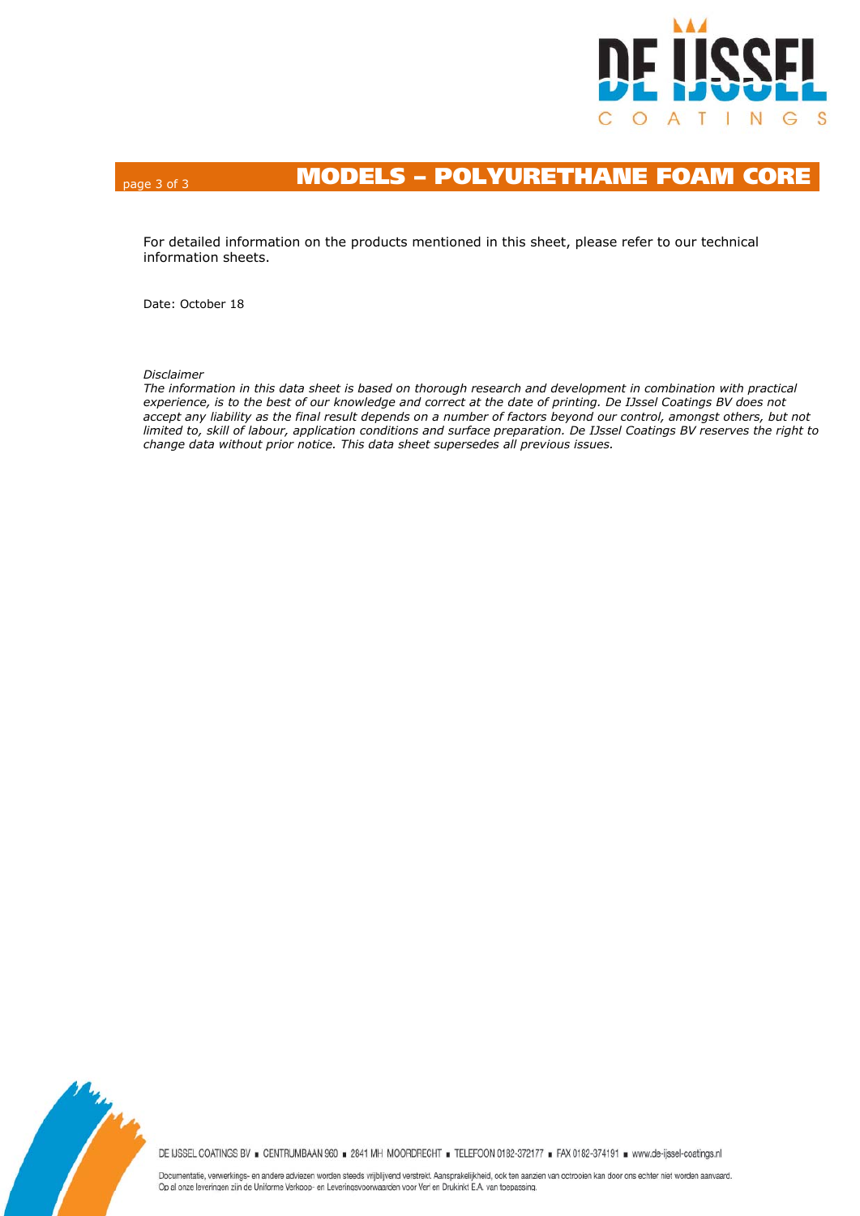For detailed information on the products mentioned in this sheet, please refer to our technical information sheets.

Date: October 18

*Disclaimer*
*The information in this data sheet is based on thorough research and development in combination with practical experience, is to the best of our knowledge and correct at the date of printing. De IJssel Coatings BV does not accept any liability as the final result depends on a number of factors beyond our control, amongst others, but not limited to, skill of labour, application conditions and surface preparation. De IJssel Coatings BV reserves the right to change data without prior notice. This data sheet supersedes all previous issues.*